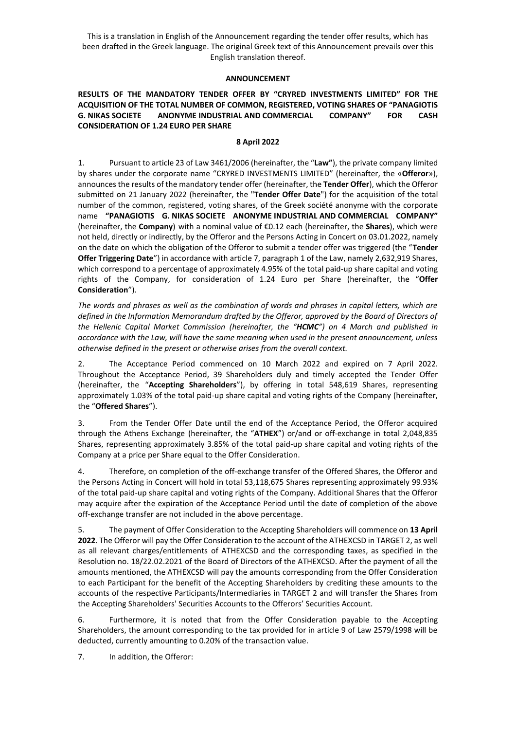This is a translation in English of the Announcement regarding the tender offer results, which has been drafted in the Greek language. The original Greek text of this Announcement prevails over this English translation thereof.

**ANNOUNCEMENT**

**RESULTS OF THE MANDATORY TENDER OFFER BY "CRYRED INVESTMENTS LIMITED" FOR THE ACQUISITION OF THE TOTAL NUMBER OF COMMON, REGISTERED, VOTING SHARES OF "PANAGIOTIS G. NIKAS SOCIETE ANONYME INDUSTRIAL AND COMMERCIAL COMPANY" FOR CASH CONSIDERATION OF 1.24 EURO PER SHARE**

**8 April 2022**

1. Pursuant to article 23 of Law 3461/2006 (hereinafter, the "**Law"**), the private company limited by shares under the corporate name "CRYRED INVESTMENTS LIMITED" (hereinafter, the «**Offeror**»), announces the results of the mandatory tender offer (hereinafter, the **Tender Offer**), which the Offeror submitted on 21 January 2022 (hereinafter, the "**Tender Offer Date**") for the acquisition of the total number of the common, registered, voting shares, of the Greek société anonyme with the corporate name **"PANAGIOTIS G. NIKAS SOCIETE ANONYME INDUSTRIAL AND COMMERCIAL COMPANY"** (hereinafter, the **Company**) with a nominal value of €0.12 each (hereinafter, the **Shares**), which were not held, directly or indirectly, by the Offeror and the Persons Acting in Concert on 03.01.2022, namely on the date on which the obligation of the Offeror to submit a tender offer was triggered (the "**Tender Offer Triggering Date**") in accordance with article 7, paragraph 1 of the Law, namely 2,632,919 Shares, which correspond to a percentage of approximately 4.95% of the total paid-up share capital and voting rights of the Company, for consideration of 1.24 Euro per Share (hereinafter, the "**Offer Consideration**").

*The words and phrases as well as the combination of words and phrases in capital letters, which are defined in the Information Memorandum drafted by the Offeror, approved by the Board of Directors of the Hellenic Capital Market Commission (hereinafter, the "**HCMC**") on 4 March and published in accordance with the Law, will have the same meaning when used in the present announcement, unless otherwise defined in the present or otherwise arises from the overall context.*

2. The Acceptance Period commenced on 10 March 2022 and expired on 7 April 2022. Throughout the Acceptance Period, 39 Shareholders duly and timely accepted the Tender Offer (hereinafter, the "**Accepting Shareholders**"), by offering in total 548,619 Shares, representing approximately 1.03% of the total paid-up share capital and voting rights of the Company (hereinafter, the "**Offered Shares**").

3. From the Tender Offer Date until the end of the Acceptance Period, the Offeror acquired through the Athens Exchange (hereinafter, the "**ATHEX**") or/and or off-exchange in total 2,048,835 Shares, representing approximately 3.85% of the total paid-up share capital and voting rights of the Company at a price per Share equal to the Offer Consideration.

4. Therefore, on completion of the off-exchange transfer of the Offered Shares, the Offeror and the Persons Acting in Concert will hold in total 53,118,675 Shares representing approximately 99.93% of the total paid-up share capital and voting rights of the Company. Additional Shares that the Offeror may acquire after the expiration of the Acceptance Period until the date of completion of the above off-exchange transfer are not included in the above percentage.

5. The payment of Offer Consideration to the Accepting Shareholders will commence on **13 April 2022**. The Offeror will pay the Offer Consideration to the account of the ATHEXCSD in TARGET 2, as well as all relevant charges/entitlements of ATHEXCSD and the corresponding taxes, as specified in the Resolution no. 18/22.02.2021 of the Board of Directors of the ATHEXCSD. After the payment of all the amounts mentioned, the ATHEXCSD will pay the amounts corresponding from the Offer Consideration to each Participant for the benefit of the Accepting Shareholders by crediting these amounts to the accounts of the respective Participants/Intermediaries in TARGET 2 and will transfer the Shares from the Accepting Shareholders' Securities Accounts to the Offerors' Securities Account.

6. Furthermore, it is noted that from the Offer Consideration payable to the Accepting Shareholders, the amount corresponding to the tax provided for in article 9 of Law 2579/1998 will be deducted, currently amounting to 0.20% of the transaction value.

7. In addition, the Offeror: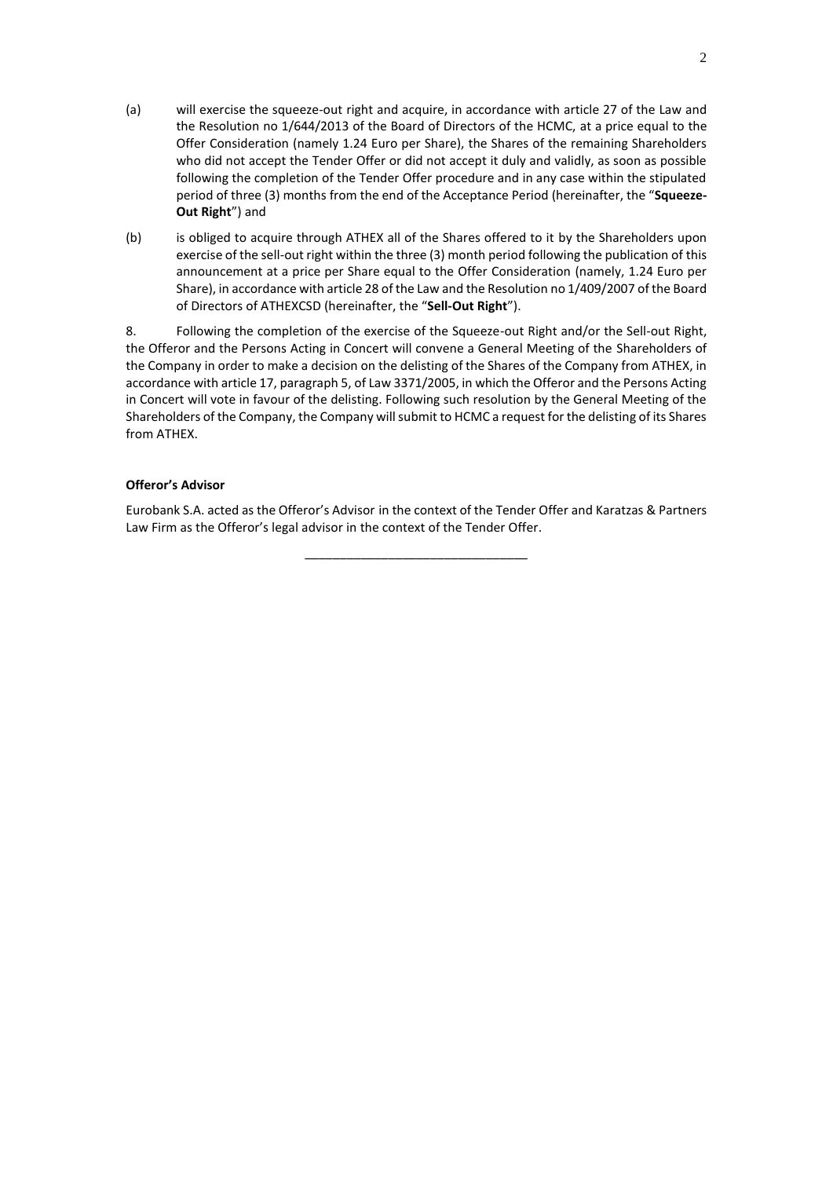(a) will exercise the squeeze-out right and acquire, in accordance with article 27 of the Law and the Resolution no 1/644/2013 of the Board of Directors of the HCMC, at a price equal to the Offer Consideration (namely 1.24 Euro per Share), the Shares of the remaining Shareholders who did not accept the Tender Offer or did not accept it duly and validly, as soon as possible following the completion of the Tender Offer procedure and in any case within the stipulated period of three (3) months from the end of the Acceptance Period (hereinafter, the "**Squeeze-Out Right**") and

(b) is obliged to acquire through ATHEX all of the Shares offered to it by the Shareholders upon exercise of the sell-out right within the three (3) month period following the publication of this announcement at a price per Share equal to the Offer Consideration (namely, 1.24 Euro per Share), in accordance with article 28 of the Law and the Resolution no 1/409/2007 of the Board of Directors of ATHEXCSD (hereinafter, the "**Sell-Out Right**").

8. Following the completion of the exercise of the Squeeze-out Right and/or the Sell-out Right, the Offeror and the Persons Acting in Concert will convene a General Meeting of the Shareholders of the Company in order to make a decision on the delisting of the Shares of the Company from ATHEX, in accordance with article 17, paragraph 5, of Law 3371/2005, in which the Offeror and the Persons Acting in Concert will vote in favour of the delisting. Following such resolution by the General Meeting of the Shareholders of the Company, the Company will submit to HCMC a request for the delisting of its Shares from ATHEX.

**Offeror's Advisor**

Eurobank S.A. acted as the Offeror's Advisor in the context of the Tender Offer and Karatzas & Partners Law Firm as the Offeror's legal advisor in the context of the Tender Offer.

---